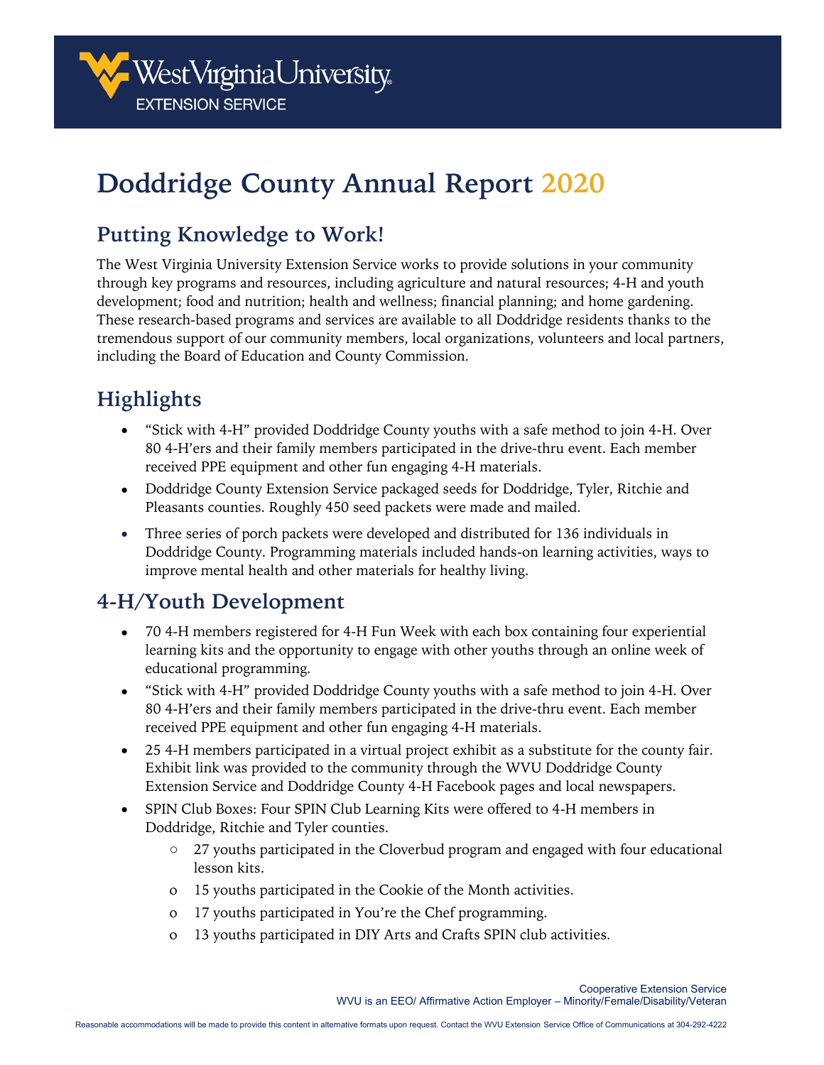# Doddridge County Annual Report 2020

## Putting Knowledge to Work!

The West Virginia University Extension Service works to provide solutions in your community through key programs and resources, including agriculture and natural resources; 4-H and youth development; food and nutrition; health and wellness; financial planning; and home gardening. These research-based programs and services are available to all Doddridge residents thanks to the tremendous support of our community members, local organizations, volunteers and local partners, including the Board of Education and County Commission.

## Highlights

- "Stick with 4-H" provided Doddridge County youths with a safe method to join 4-H. Over 80 4-H'ers and their family members participated in the drive-thru event. Each member received PPE equipment and other fun engaging 4-H materials.
- Doddridge County Extension Service packaged seeds for Doddridge, Tyler, Ritchie and Pleasants counties. Roughly 450 seed packets were made and mailed.
- Three series of porch packets were developed and distributed for 136 individuals in Doddridge County. Programming materials included hands-on learning activities, ways to improve mental health and other materials for healthy living.

## 4-H/Youth Development

- 70 4-H members registered for 4-H Fun Week with each box containing four experiential learning kits and the opportunity to engage with other youths through an online week of educational programming.
- "Stick with 4-H" provided Doddridge County youths with a safe method to join 4-H. Over 80 4-H'ers and their family members participated in the drive-thru event. Each member received PPE equipment and other fun engaging 4-H materials.
- 25 4-H members participated in a virtual project exhibit as a substitute for the county fair. Exhibit link was provided to the community through the WVU Doddridge County Extension Service and Doddridge County 4-H Facebook pages and local newspapers.
- SPIN Club Boxes: Four SPIN Club Learning Kits were offered to 4-H members in Doddridge, Ritchie and Tyler counties.
  - 27 youths participated in the Cloverbud program and engaged with four educational lesson kits.
  - 15 youths participated in the Cookie of the Month activities.
  - 17 youths participated in You're the Chef programming.
  - 13 youths participated in DIY Arts and Crafts SPIN club activities.

Cooperative Extension Service
WVU is an EEO/ Affirmative Action Employer – Minority/Female/Disability/Veteran

Reasonable accommodations will be made to provide this content in alternative formats upon request. Contact the WVU Extension Service Office of Communications at 304-292-4222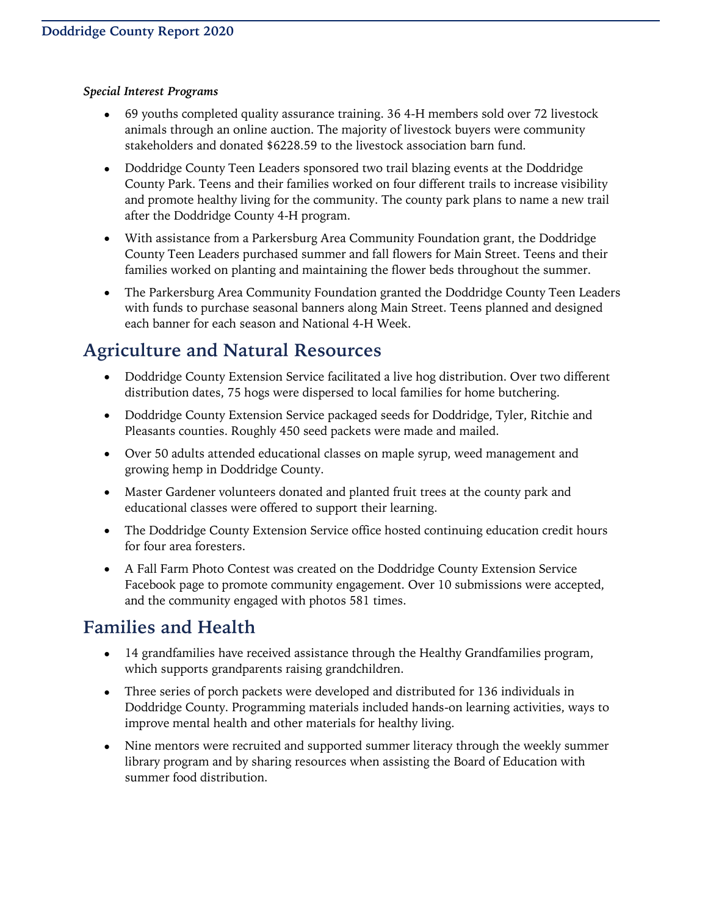*Special Interest Programs*

- 69 youths completed quality assurance training. 36 4-H members sold over 72 livestock animals through an online auction. The majority of livestock buyers were community stakeholders and donated $6228.59 to the livestock association barn fund.
- Doddridge County Teen Leaders sponsored two trail blazing events at the Doddridge County Park. Teens and their families worked on four different trails to increase visibility and promote healthy living for the community. The county park plans to name a new trail after the Doddridge County 4-H program.
- With assistance from a Parkersburg Area Community Foundation grant, the Doddridge County Teen Leaders purchased summer and fall flowers for Main Street. Teens and their families worked on planting and maintaining the flower beds throughout the summer.
- The Parkersburg Area Community Foundation granted the Doddridge County Teen Leaders with funds to purchase seasonal banners along Main Street. Teens planned and designed each banner for each season and National 4-H Week.

## Agriculture and Natural Resources

- Doddridge County Extension Service facilitated a live hog distribution. Over two different distribution dates, 75 hogs were dispersed to local families for home butchering.
- Doddridge County Extension Service packaged seeds for Doddridge, Tyler, Ritchie and Pleasants counties. Roughly 450 seed packets were made and mailed.
- Over 50 adults attended educational classes on maple syrup, weed management and growing hemp in Doddridge County.
- Master Gardener volunteers donated and planted fruit trees at the county park and educational classes were offered to support their learning.
- The Doddridge County Extension Service office hosted continuing education credit hours for four area foresters.
- A Fall Farm Photo Contest was created on the Doddridge County Extension Service Facebook page to promote community engagement. Over 10 submissions were accepted, and the community engaged with photos 581 times.

## Families and Health

- 14 grandfamilies have received assistance through the Healthy Grandfamilies program, which supports grandparents raising grandchildren.
- Three series of porch packets were developed and distributed for 136 individuals in Doddridge County. Programming materials included hands-on learning activities, ways to improve mental health and other materials for healthy living.
- Nine mentors were recruited and supported summer literacy through the weekly summer library program and by sharing resources when assisting the Board of Education with summer food distribution.